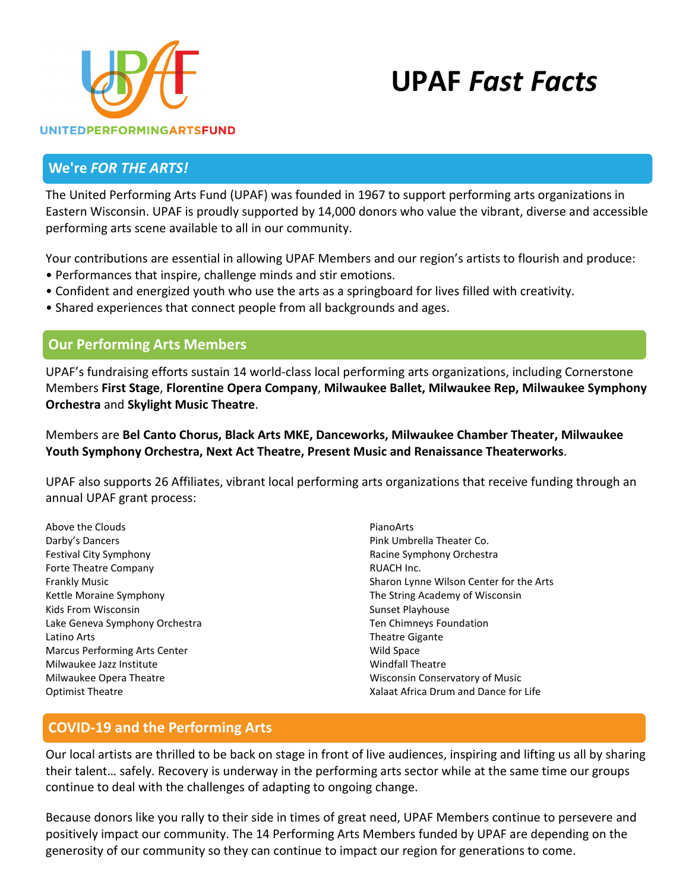UNITEDPERFORMINGARTSFUND

# UPAF *Fast Facts*

## We're *FOR THE ARTS!*

The United Performing Arts Fund (UPAF) was founded in 1967 to support performing arts organizations in Eastern Wisconsin. UPAF is proudly supported by 14,000 donors who value the vibrant, diverse and accessible performing arts scene available to all in our community.

Your contributions are essential in allowing UPAF Members and our region's artists to flourish and produce:

- Performances that inspire, challenge minds and stir emotions.
- Confident and energized youth who use the arts as a springboard for lives filled with creativity.
- Shared experiences that connect people from all backgrounds and ages.

## Our Performing Arts Members

UPAF's fundraising efforts sustain 14 world-class local performing arts organizations, including Cornerstone Members **First Stage**, **Florentine Opera Company**, **Milwaukee Ballet, Milwaukee Rep, Milwaukee Symphony Orchestra** and **Skylight Music Theatre**.

Members are **Bel Canto Chorus, Black Arts MKE, Danceworks, Milwaukee Chamber Theater, Milwaukee Youth Symphony Orchestra, Next Act Theatre, Present Music and Renaissance Theaterworks**.

UPAF also supports 26 Affiliates, vibrant local performing arts organizations that receive funding through an annual UPAF grant process:

Above the Clouds
Darby's Dancers
Festival City Symphony
Forte Theatre Company
Frankly Music
Kettle Moraine Symphony
Kids From Wisconsin
Lake Geneva Symphony Orchestra
Latino Arts
Marcus Performing Arts Center
Milwaukee Jazz Institute
Milwaukee Opera Theatre
Optimist Theatre
PianoArts
Pink Umbrella Theater Co.
Racine Symphony Orchestra
RUACH Inc.
Sharon Lynne Wilson Center for the Arts
The String Academy of Wisconsin
Sunset Playhouse
Ten Chimneys Foundation
Theatre Gigante
Wild Space
Windfall Theatre
Wisconsin Conservatory of Music
Xalaat Africa Drum and Dance for Life

## COVID-19 and the Performing Arts

Our local artists are thrilled to be back on stage in front of live audiences, inspiring and lifting us all by sharing their talent… safely. Recovery is underway in the performing arts sector while at the same time our groups continue to deal with the challenges of adapting to ongoing change.

Because donors like you rally to their side in times of great need, UPAF Members continue to persevere and positively impact our community. The 14 Performing Arts Members funded by UPAF are depending on the generosity of our community so they can continue to impact our region for generations to come.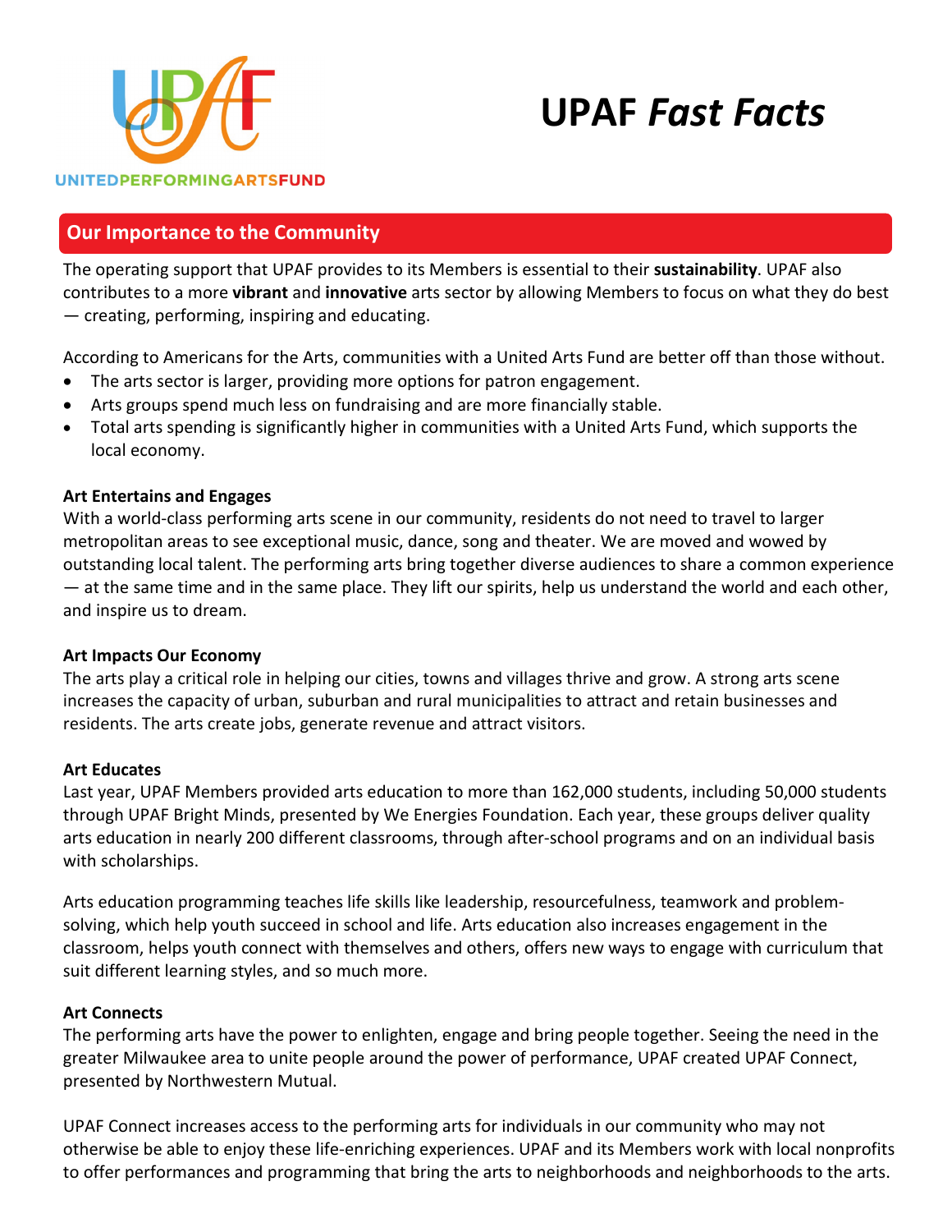# UPAF *Fast Facts*

UNITEDPERFORMINGARTSFUND

## Our Importance to the Community

The operating support that UPAF provides to its Members is essential to their **sustainability**. UPAF also contributes to a more **vibrant** and **innovative** arts sector by allowing Members to focus on what they do best — creating, performing, inspiring and educating.

According to Americans for the Arts, communities with a United Arts Fund are better off than those without.

- The arts sector is larger, providing more options for patron engagement.
- Arts groups spend much less on fundraising and are more financially stable.
- Total arts spending is significantly higher in communities with a United Arts Fund, which supports the local economy.

### Art Entertains and Engages

With a world-class performing arts scene in our community, residents do not need to travel to larger metropolitan areas to see exceptional music, dance, song and theater. We are moved and wowed by outstanding local talent. The performing arts bring together diverse audiences to share a common experience — at the same time and in the same place. They lift our spirits, help us understand the world and each other, and inspire us to dream.

### Art Impacts Our Economy

The arts play a critical role in helping our cities, towns and villages thrive and grow. A strong arts scene increases the capacity of urban, suburban and rural municipalities to attract and retain businesses and residents. The arts create jobs, generate revenue and attract visitors.

### Art Educates

Last year, UPAF Members provided arts education to more than 162,000 students, including 50,000 students through UPAF Bright Minds, presented by We Energies Foundation. Each year, these groups deliver quality arts education in nearly 200 different classrooms, through after-school programs and on an individual basis with scholarships.

Arts education programming teaches life skills like leadership, resourcefulness, teamwork and problem-solving, which help youth succeed in school and life. Arts education also increases engagement in the classroom, helps youth connect with themselves and others, offers new ways to engage with curriculum that suit different learning styles, and so much more.

### Art Connects

The performing arts have the power to enlighten, engage and bring people together. Seeing the need in the greater Milwaukee area to unite people around the power of performance, UPAF created UPAF Connect, presented by Northwestern Mutual.

UPAF Connect increases access to the performing arts for individuals in our community who may not otherwise be able to enjoy these life-enriching experiences. UPAF and its Members work with local nonprofits to offer performances and programming that bring the arts to neighborhoods and neighborhoods to the arts.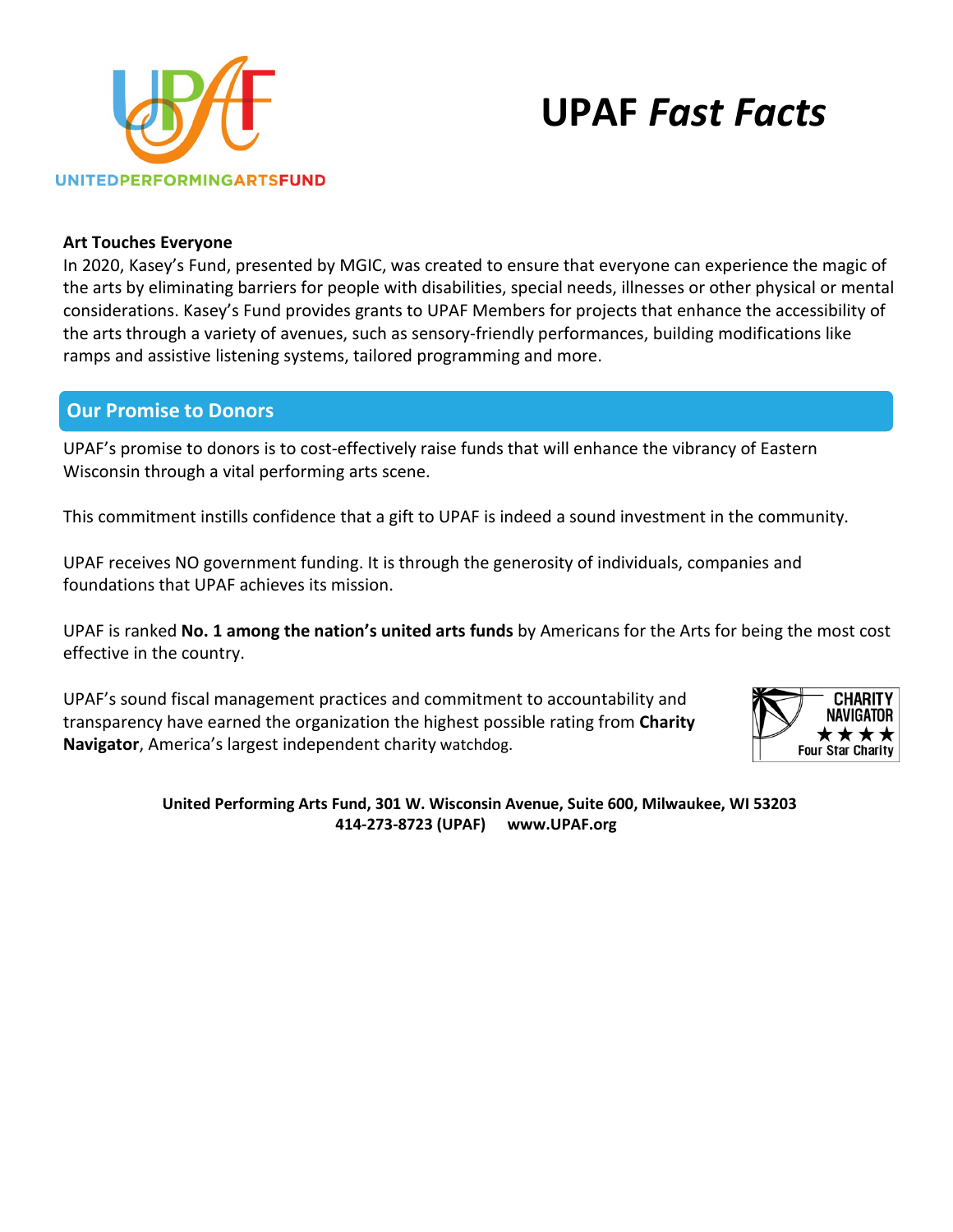# UPAF *Fast Facts*

**Art Touches Everyone**

In 2020, Kasey's Fund, presented by MGIC, was created to ensure that everyone can experience the magic of the arts by eliminating barriers for people with disabilities, special needs, illnesses or other physical or mental considerations. Kasey's Fund provides grants to UPAF Members for projects that enhance the accessibility of the arts through a variety of avenues, such as sensory-friendly performances, building modifications like ramps and assistive listening systems, tailored programming and more.

## Our Promise to Donors

UPAF's promise to donors is to cost-effectively raise funds that will enhance the vibrancy of Eastern Wisconsin through a vital performing arts scene.

This commitment instills confidence that a gift to UPAF is indeed a sound investment in the community.

UPAF receives NO government funding. It is through the generosity of individuals, companies and foundations that UPAF achieves its mission.

UPAF is ranked **No. 1 among the nation's united arts funds** by Americans for the Arts for being the most cost effective in the country.

UPAF's sound fiscal management practices and commitment to accountability and transparency have earned the organization the highest possible rating from **Charity Navigator**, America's largest independent charity watchdog.

CHARITY NAVIGATOR ★★★★ Four Star Charity

**United Performing Arts Fund, 301 W. Wisconsin Avenue, Suite 600, Milwaukee, WI 53203**
**414-273-8723 (UPAF) www.UPAF.org**